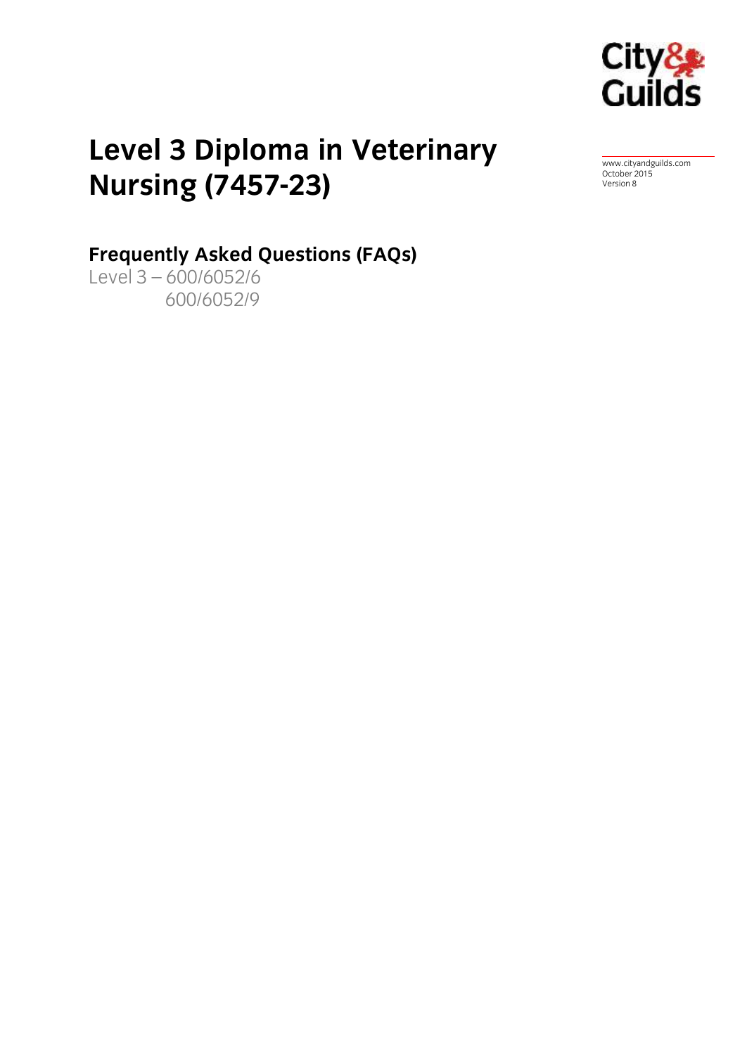# Level 3 Diploma in Veterinary Nursing (7457-23)

www.cityandguilds.com
October 2015
Version 8

## Frequently Asked Questions (FAQs)

Level 3 – 600/6052/6
600/6052/9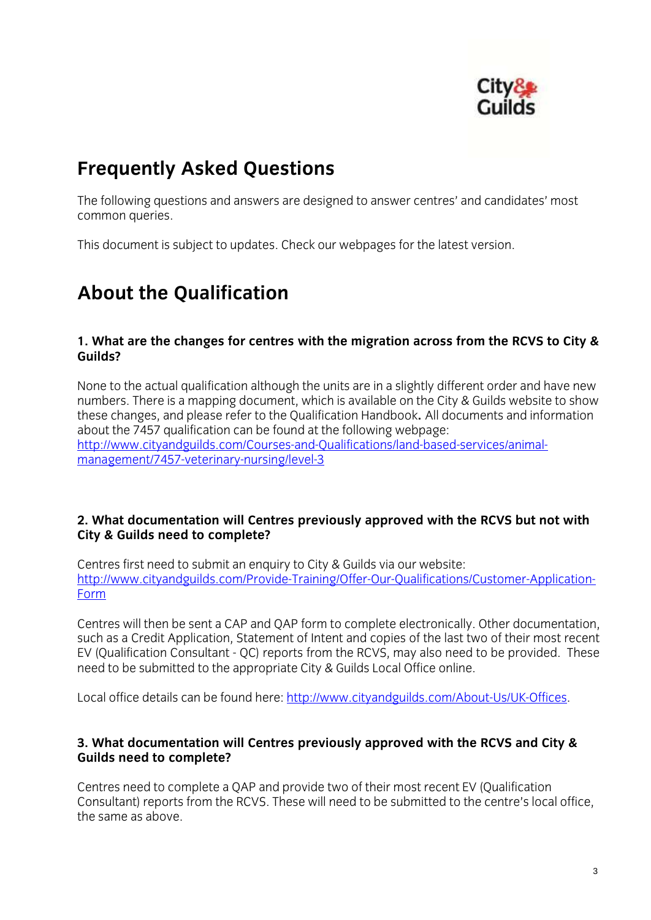# Frequently Asked Questions

The following questions and answers are designed to answer centres' and candidates' most common queries.

This document is subject to updates. Check our webpages for the latest version.

# About the Qualification

### 1. What are the changes for centres with the migration across from the RCVS to City & Guilds?

None to the actual qualification although the units are in a slightly different order and have new numbers. There is a mapping document, which is available on the City & Guilds website to show these changes, and please refer to the Qualification Handbook**.** All documents and information about the 7457 qualification can be found at the following webpage: [http://www.cityandguilds.com/Courses-and-Qualifications/land-based-services/animal-management/7457-veterinary-nursing/level-3](http://www.cityandguilds.com/Courses-and-Qualifications/land-based-services/animal-management/7457-veterinary-nursing/level-3)

### 2. What documentation will Centres previously approved with the RCVS but not with City & Guilds need to complete?

Centres first need to submit an enquiry to City & Guilds via our website: [http://www.cityandguilds.com/Provide-Training/Offer-Our-Qualifications/Customer-Application-Form](http://www.cityandguilds.com/Provide-Training/Offer-Our-Qualifications/Customer-Application-Form)

Centres will then be sent a CAP and QAP form to complete electronically. Other documentation, such as a Credit Application, Statement of Intent and copies of the last two of their most recent EV (Qualification Consultant - QC) reports from the RCVS, may also need to be provided. These need to be submitted to the appropriate City & Guilds Local Office online.

Local office details can be found here: [http://www.cityandguilds.com/About-Us/UK-Offices](http://www.cityandguilds.com/About-Us/UK-Offices).

### 3. What documentation will Centres previously approved with the RCVS and City & Guilds need to complete?

Centres need to complete a QAP and provide two of their most recent EV (Qualification Consultant) reports from the RCVS. These will need to be submitted to the centre's local office, the same as above.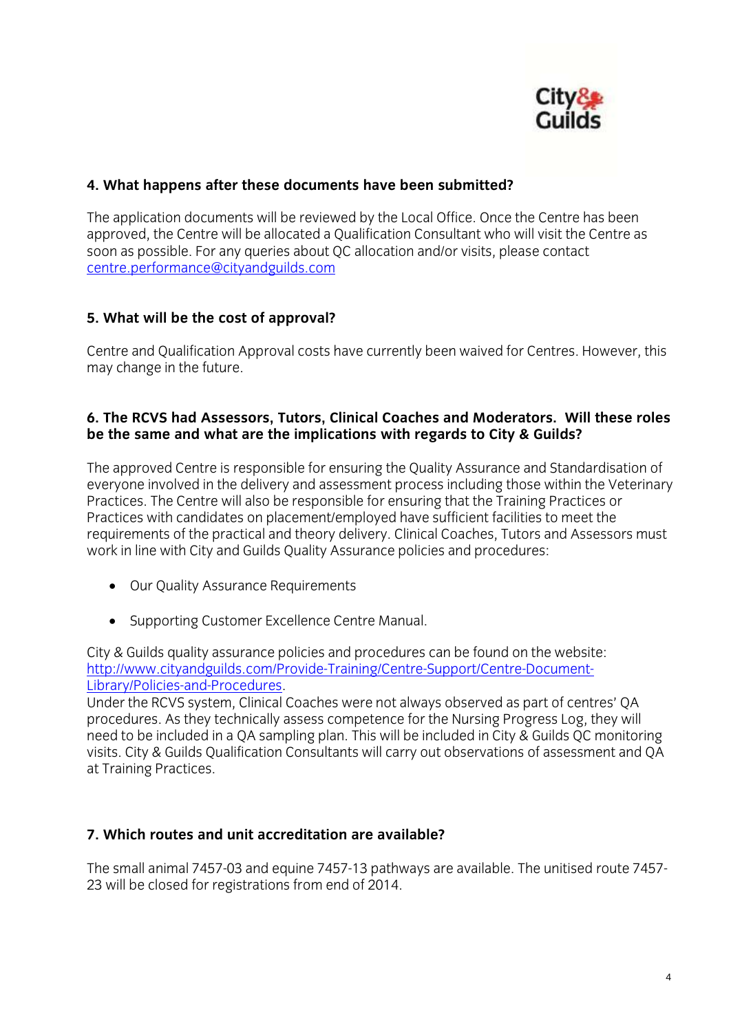**4. What happens after these documents have been submitted?**

The application documents will be reviewed by the Local Office. Once the Centre has been approved, the Centre will be allocated a Qualification Consultant who will visit the Centre as soon as possible. For any queries about QC allocation and/or visits, please contact [centre.performance@cityandguilds.com](mailto:centre.performance@cityandguilds.com)

**5. What will be the cost of approval?**

Centre and Qualification Approval costs have currently been waived for Centres. However, this may change in the future.

**6. The RCVS had Assessors, Tutors, Clinical Coaches and Moderators. Will these roles be the same and what are the implications with regards to City & Guilds?**

The approved Centre is responsible for ensuring the Quality Assurance and Standardisation of everyone involved in the delivery and assessment process including those within the Veterinary Practices. The Centre will also be responsible for ensuring that the Training Practices or Practices with candidates on placement/employed have sufficient facilities to meet the requirements of the practical and theory delivery. Clinical Coaches, Tutors and Assessors must work in line with City and Guilds Quality Assurance policies and procedures:

- Our Quality Assurance Requirements
- Supporting Customer Excellence Centre Manual.

City & Guilds quality assurance policies and procedures can be found on the website: [http://www.cityandguilds.com/Provide-Training/Centre-Support/Centre-Document-Library/Policies-and-Procedures](http://www.cityandguilds.com/Provide-Training/Centre-Support/Centre-Document-Library/Policies-and-Procedures).
Under the RCVS system, Clinical Coaches were not always observed as part of centres' QA procedures. As they technically assess competence for the Nursing Progress Log, they will need to be included in a QA sampling plan. This will be included in City & Guilds QC monitoring visits. City & Guilds Qualification Consultants will carry out observations of assessment and QA at Training Practices.

**7. Which routes and unit accreditation are available?**

The small animal 7457-03 and equine 7457-13 pathways are available. The unitised route 7457-23 will be closed for registrations from end of 2014.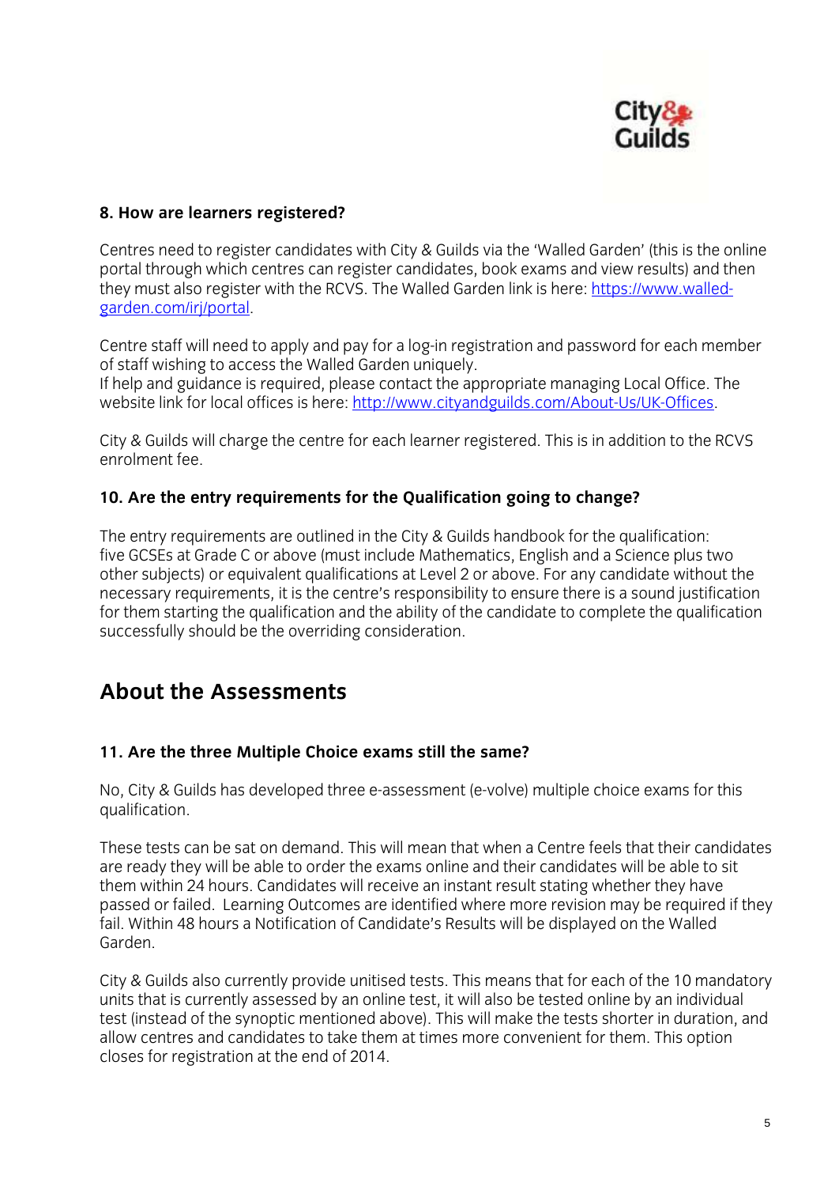### 8. How are learners registered?

Centres need to register candidates with City & Guilds via the 'Walled Garden' (this is the online portal through which centres can register candidates, book exams and view results) and then they must also register with the RCVS. The Walled Garden link is here: [https://www.walled-garden.com/irj/portal](https://www.walled-garden.com/irj/portal).

Centre staff will need to apply and pay for a log-in registration and password for each member of staff wishing to access the Walled Garden uniquely.
If help and guidance is required, please contact the appropriate managing Local Office. The website link for local offices is here: [http://www.cityandguilds.com/About-Us/UK-Offices](http://www.cityandguilds.com/About-Us/UK-Offices).

City & Guilds will charge the centre for each learner registered. This is in addition to the RCVS enrolment fee.

### 10. Are the entry requirements for the Qualification going to change?

The entry requirements are outlined in the City & Guilds handbook for the qualification: five GCSEs at Grade C or above (must include Mathematics, English and a Science plus two other subjects) or equivalent qualifications at Level 2 or above. For any candidate without the necessary requirements, it is the centre's responsibility to ensure there is a sound justification for them starting the qualification and the ability of the candidate to complete the qualification successfully should be the overriding consideration.

## About the Assessments

### 11. Are the three Multiple Choice exams still the same?

No, City & Guilds has developed three e-assessment (e-volve) multiple choice exams for this qualification.

These tests can be sat on demand. This will mean that when a Centre feels that their candidates are ready they will be able to order the exams online and their candidates will be able to sit them within 24 hours. Candidates will receive an instant result stating whether they have passed or failed. Learning Outcomes are identified where more revision may be required if they fail. Within 48 hours a Notification of Candidate's Results will be displayed on the Walled Garden.

City & Guilds also currently provide unitised tests. This means that for each of the 10 mandatory units that is currently assessed by an online test, it will also be tested online by an individual test (instead of the synoptic mentioned above). This will make the tests shorter in duration, and allow centres and candidates to take them at times more convenient for them. This option closes for registration at the end of 2014.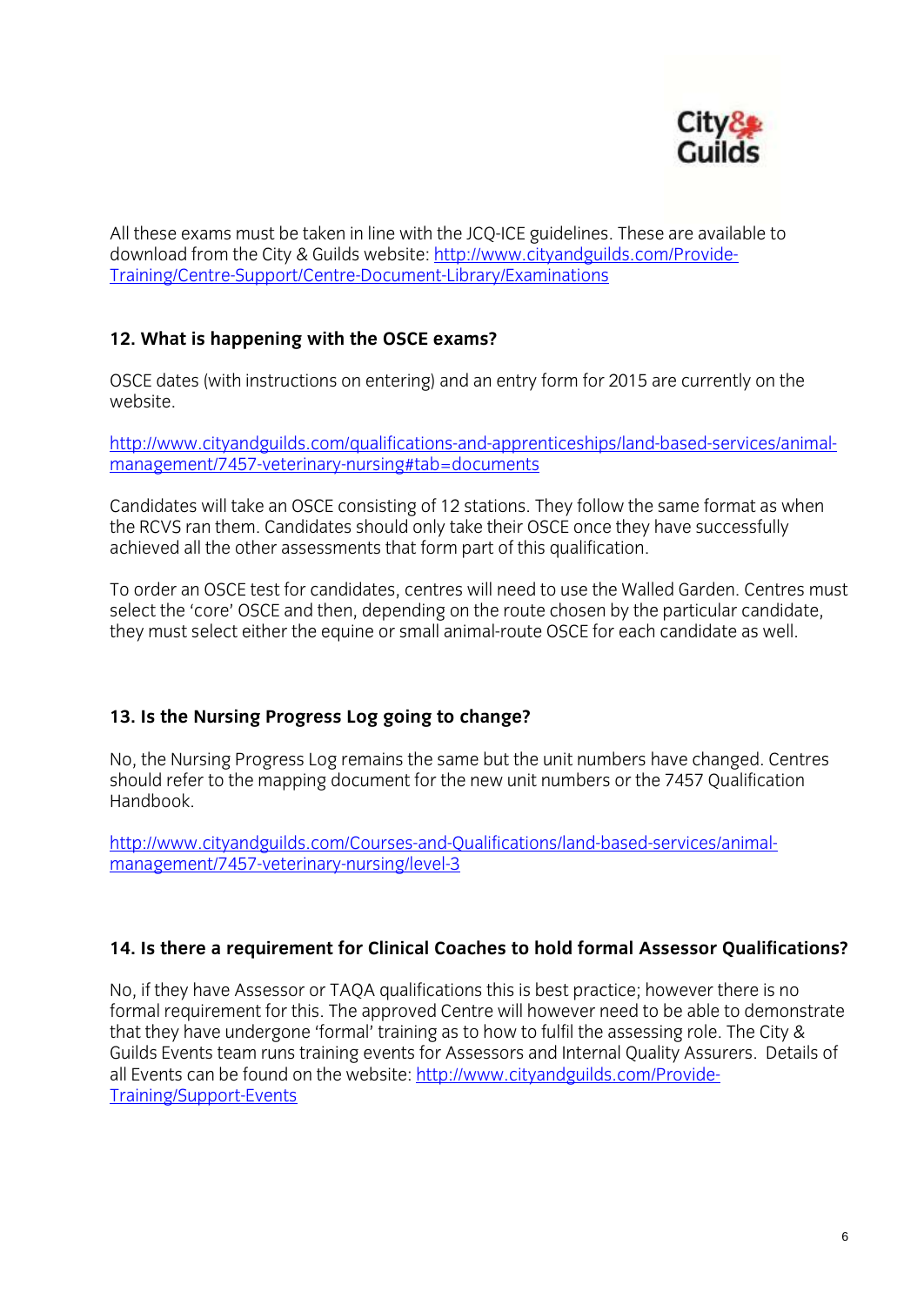All these exams must be taken in line with the JCQ-ICE guidelines. These are available to download from the City & Guilds website: [http://www.cityandguilds.com/Provide-Training/Centre-Support/Centre-Document-Library/Examinations](http://www.cityandguilds.com/Provide-Training/Centre-Support/Centre-Document-Library/Examinations)

### 12. What is happening with the OSCE exams?

OSCE dates (with instructions on entering) and an entry form for 2015 are currently on the website.

[http://www.cityandguilds.com/qualifications-and-apprenticeships/land-based-services/animal-management/7457-veterinary-nursing#tab=documents](http://www.cityandguilds.com/qualifications-and-apprenticeships/land-based-services/animal-management/7457-veterinary-nursing#tab=documents)

Candidates will take an OSCE consisting of 12 stations. They follow the same format as when the RCVS ran them. Candidates should only take their OSCE once they have successfully achieved all the other assessments that form part of this qualification.

To order an OSCE test for candidates, centres will need to use the Walled Garden. Centres must select the 'core' OSCE and then, depending on the route chosen by the particular candidate, they must select either the equine or small animal-route OSCE for each candidate as well.

### 13. Is the Nursing Progress Log going to change?

No, the Nursing Progress Log remains the same but the unit numbers have changed. Centres should refer to the mapping document for the new unit numbers or the 7457 Qualification Handbook.

[http://www.cityandguilds.com/Courses-and-Qualifications/land-based-services/animal-management/7457-veterinary-nursing/level-3](http://www.cityandguilds.com/Courses-and-Qualifications/land-based-services/animal-management/7457-veterinary-nursing/level-3)

### 14. Is there a requirement for Clinical Coaches to hold formal Assessor Qualifications?

No, if they have Assessor or TAQA qualifications this is best practice; however there is no formal requirement for this. The approved Centre will however need to be able to demonstrate that they have undergone 'formal' training as to how to fulfil the assessing role. The City & Guilds Events team runs training events for Assessors and Internal Quality Assurers. Details of all Events can be found on the website: [http://www.cityandguilds.com/Provide-Training/Support-Events](http://www.cityandguilds.com/Provide-Training/Support-Events)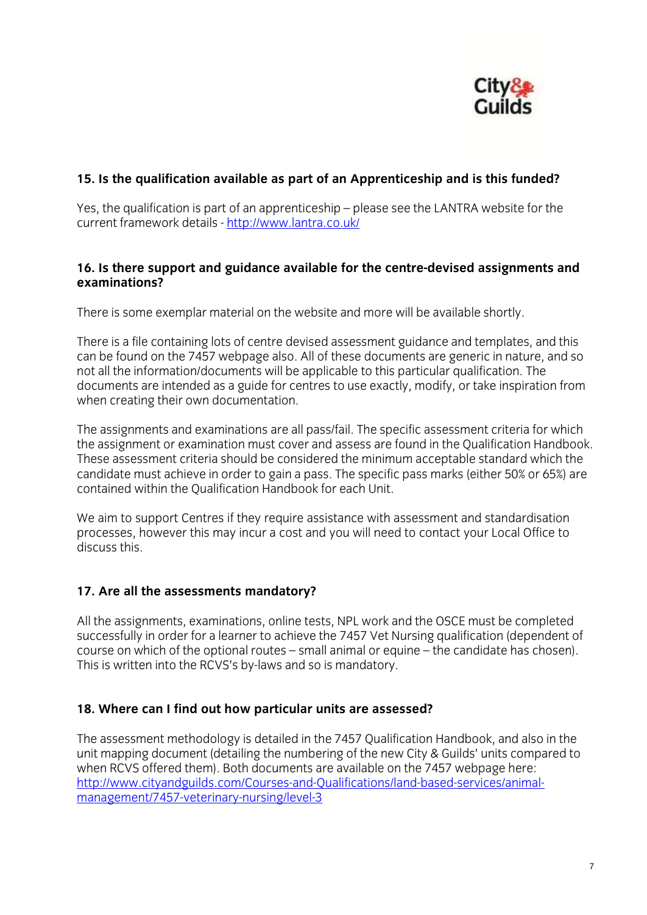### 15. Is the qualification available as part of an Apprenticeship and is this funded?

Yes, the qualification is part of an apprenticeship – please see the LANTRA website for the current framework details - http://www.lantra.co.uk/

### 16. Is there support and guidance available for the centre-devised assignments and examinations?

There is some exemplar material on the website and more will be available shortly.

There is a file containing lots of centre devised assessment guidance and templates, and this can be found on the 7457 webpage also. All of these documents are generic in nature, and so not all the information/documents will be applicable to this particular qualification. The documents are intended as a guide for centres to use exactly, modify, or take inspiration from when creating their own documentation.

The assignments and examinations are all pass/fail. The specific assessment criteria for which the assignment or examination must cover and assess are found in the Qualification Handbook. These assessment criteria should be considered the minimum acceptable standard which the candidate must achieve in order to gain a pass. The specific pass marks (either 50% or 65%) are contained within the Qualification Handbook for each Unit.

We aim to support Centres if they require assistance with assessment and standardisation processes, however this may incur a cost and you will need to contact your Local Office to discuss this.

### 17. Are all the assessments mandatory?

All the assignments, examinations, online tests, NPL work and the OSCE must be completed successfully in order for a learner to achieve the 7457 Vet Nursing qualification (dependent of course on which of the optional routes – small animal or equine – the candidate has chosen). This is written into the RCVS's by-laws and so is mandatory.

### 18. Where can I find out how particular units are assessed?

The assessment methodology is detailed in the 7457 Qualification Handbook, and also in the unit mapping document (detailing the numbering of the new City & Guilds' units compared to when RCVS offered them). Both documents are available on the 7457 webpage here: http://www.cityandguilds.com/Courses-and-Qualifications/land-based-services/animal-management/7457-veterinary-nursing/level-3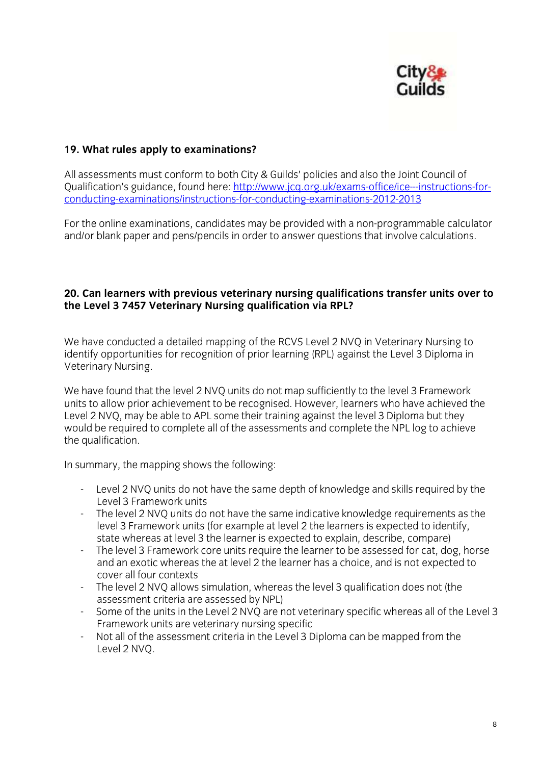## 19. What rules apply to examinations?

All assessments must conform to both City & Guilds' policies and also the Joint Council of Qualification's guidance, found here: [http://www.jcq.org.uk/exams-office/ice---instructions-for-conducting-examinations/instructions-for-conducting-examinations-2012-2013](http://www.jcq.org.uk/exams-office/ice---instructions-for-conducting-examinations/instructions-for-conducting-examinations-2012-2013)

For the online examinations, candidates may be provided with a non-programmable calculator and/or blank paper and pens/pencils in order to answer questions that involve calculations.

## 20. Can learners with previous veterinary nursing qualifications transfer units over to the Level 3 7457 Veterinary Nursing qualification via RPL?

We have conducted a detailed mapping of the RCVS Level 2 NVQ in Veterinary Nursing to identify opportunities for recognition of prior learning (RPL) against the Level 3 Diploma in Veterinary Nursing.

We have found that the level 2 NVQ units do not map sufficiently to the level 3 Framework units to allow prior achievement to be recognised. However, learners who have achieved the Level 2 NVQ, may be able to APL some their training against the level 3 Diploma but they would be required to complete all of the assessments and complete the NPL log to achieve the qualification.

In summary, the mapping shows the following:

- Level 2 NVQ units do not have the same depth of knowledge and skills required by the Level 3 Framework units
- The level 2 NVQ units do not have the same indicative knowledge requirements as the level 3 Framework units (for example at level 2 the learners is expected to identify, state whereas at level 3 the learner is expected to explain, describe, compare)
- The level 3 Framework core units require the learner to be assessed for cat, dog, horse and an exotic whereas the at level 2 the learner has a choice, and is not expected to cover all four contexts
- The level 2 NVQ allows simulation, whereas the level 3 qualification does not (the assessment criteria are assessed by NPL)
- Some of the units in the Level 2 NVQ are not veterinary specific whereas all of the Level 3 Framework units are veterinary nursing specific
- Not all of the assessment criteria in the Level 3 Diploma can be mapped from the Level 2 NVQ.